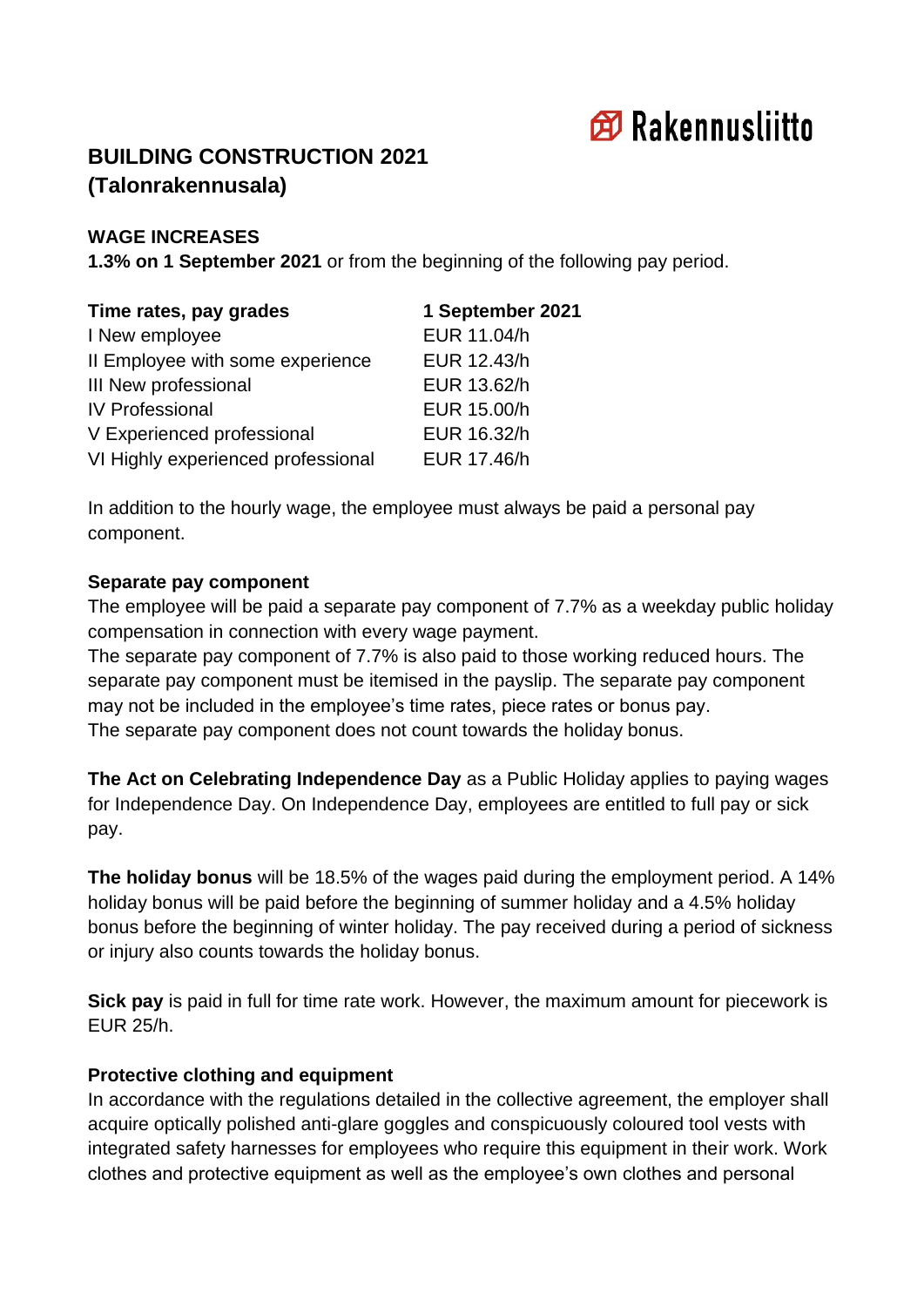Rakennusliitto

# BUILDING CONSTRUCTION 2021 (Talonrakennusala)

## WAGE INCREASES

**1.3% on 1 September 2021** or from the beginning of the following pay period.

| Time rates, pay grades | 1 September 2021 |
| --- | --- |
| I New employee | EUR 11.04/h |
| II Employee with some experience | EUR 12.43/h |
| III New professional | EUR 13.62/h |
| IV Professional | EUR 15.00/h |
| V Experienced professional | EUR 16.32/h |
| VI Highly experienced professional | EUR 17.46/h |

In addition to the hourly wage, the employee must always be paid a personal pay component.

### Separate pay component

The employee will be paid a separate pay component of 7.7% as a weekday public holiday compensation in connection with every wage payment.
The separate pay component of 7.7% is also paid to those working reduced hours. The separate pay component must be itemised in the payslip. The separate pay component may not be included in the employee's time rates, piece rates or bonus pay.
The separate pay component does not count towards the holiday bonus.

**The Act on Celebrating Independence Day** as a Public Holiday applies to paying wages for Independence Day. On Independence Day, employees are entitled to full pay or sick pay.

**The holiday bonus** will be 18.5% of the wages paid during the employment period. A 14% holiday bonus will be paid before the beginning of summer holiday and a 4.5% holiday bonus before the beginning of winter holiday. The pay received during a period of sickness or injury also counts towards the holiday bonus.

**Sick pay** is paid in full for time rate work. However, the maximum amount for piecework is EUR 25/h.

### Protective clothing and equipment

In accordance with the regulations detailed in the collective agreement, the employer shall acquire optically polished anti-glare goggles and conspicuously coloured tool vests with integrated safety harnesses for employees who require this equipment in their work. Work clothes and protective equipment as well as the employee's own clothes and personal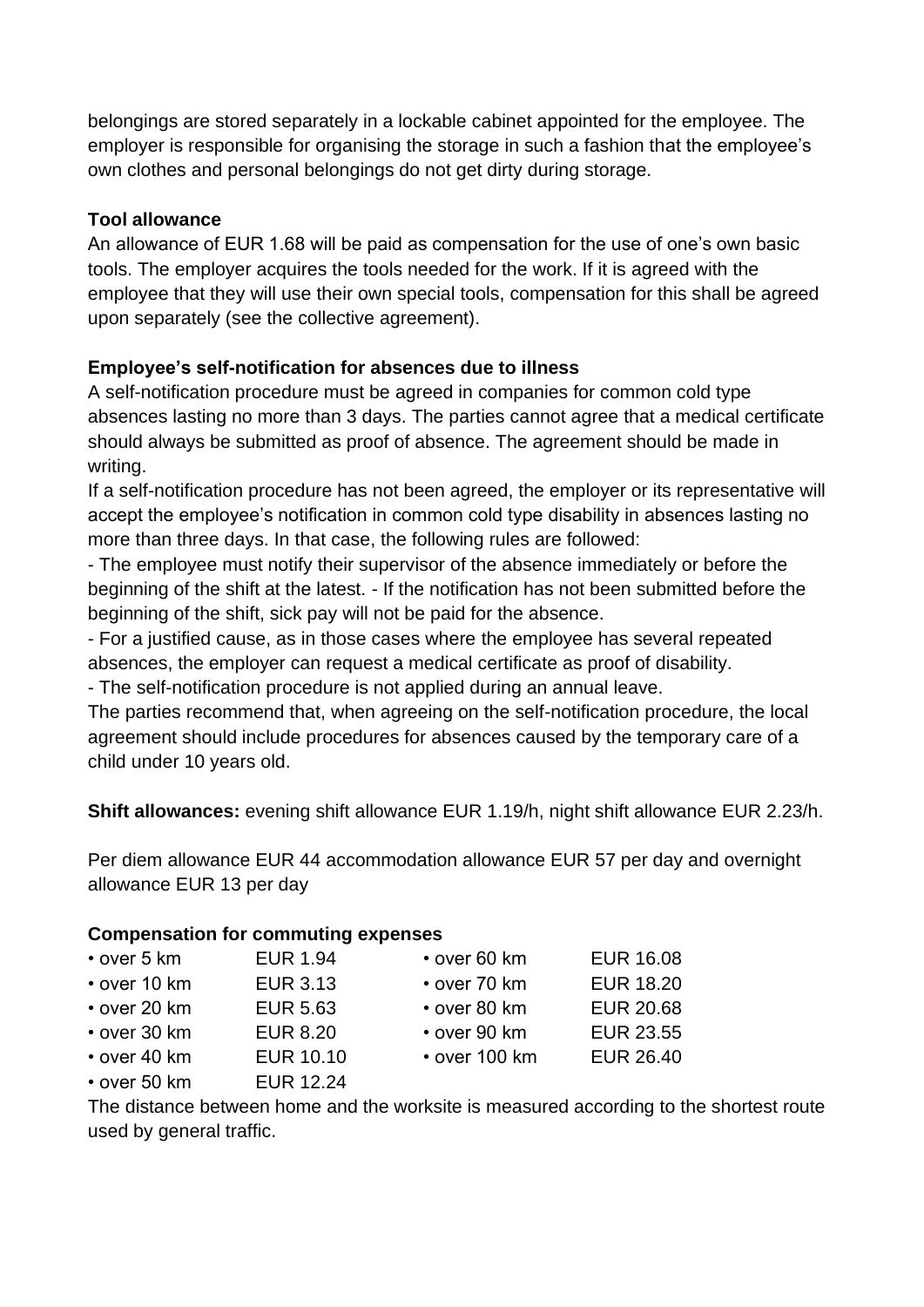belongings are stored separately in a lockable cabinet appointed for the employee. The employer is responsible for organising the storage in such a fashion that the employee's own clothes and personal belongings do not get dirty during storage.

**Tool allowance**
An allowance of EUR 1.68 will be paid as compensation for the use of one's own basic tools. The employer acquires the tools needed for the work. If it is agreed with the employee that they will use their own special tools, compensation for this shall be agreed upon separately (see the collective agreement).

**Employee's self-notification for absences due to illness**
A self-notification procedure must be agreed in companies for common cold type absences lasting no more than 3 days. The parties cannot agree that a medical certificate should always be submitted as proof of absence. The agreement should be made in writing.
If a self-notification procedure has not been agreed, the employer or its representative will accept the employee's notification in common cold type disability in absences lasting no more than three days. In that case, the following rules are followed:
- The employee must notify their supervisor of the absence immediately or before the beginning of the shift at the latest. - If the notification has not been submitted before the beginning of the shift, sick pay will not be paid for the absence.
- For a justified cause, as in those cases where the employee has several repeated absences, the employer can request a medical certificate as proof of disability.
- The self-notification procedure is not applied during an annual leave.
The parties recommend that, when agreeing on the self-notification procedure, the local agreement should include procedures for absences caused by the temporary care of a child under 10 years old.

**Shift allowances:** evening shift allowance EUR 1.19/h, night shift allowance EUR 2.23/h.

Per diem allowance EUR 44 accommodation allowance EUR 57 per day and overnight allowance EUR 13 per day

**Compensation for commuting expenses**

| | | | |
|---|---|---|---|
| • over 5 km | EUR 1.94 | • over 60 km | EUR 16.08 |
| • over 10 km | EUR 3.13 | • over 70 km | EUR 18.20 |
| • over 20 km | EUR 5.63 | • over 80 km | EUR 20.68 |
| • over 30 km | EUR 8.20 | • over 90 km | EUR 23.55 |
| • over 40 km | EUR 10.10 | • over 100 km | EUR 26.40 |
| • over 50 km | EUR 12.24 | | |

The distance between home and the worksite is measured according to the shortest route used by general traffic.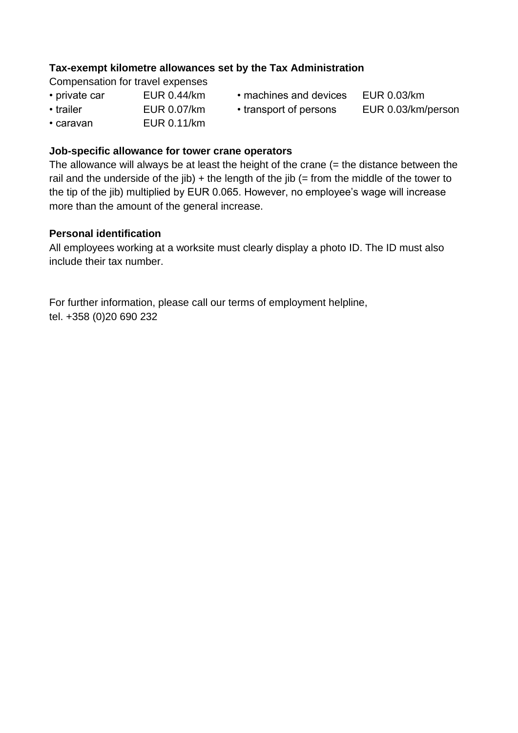**Tax-exempt kilometre allowances set by the Tax Administration**

Compensation for travel expenses

| | | | |
|---|---|---|---|
| • private car | EUR 0.44/km | • machines and devices | EUR 0.03/km |
| • trailer | EUR 0.07/km | • transport of persons | EUR 0.03/km/person |
| • caravan | EUR 0.11/km | | |

**Job-specific allowance for tower crane operators**

The allowance will always be at least the height of the crane (= the distance between the rail and the underside of the jib) + the length of the jib (= from the middle of the tower to the tip of the jib) multiplied by EUR 0.065. However, no employee's wage will increase more than the amount of the general increase.

**Personal identification**

All employees working at a worksite must clearly display a photo ID. The ID must also include their tax number.

For further information, please call our terms of employment helpline,
tel. +358 (0)20 690 232